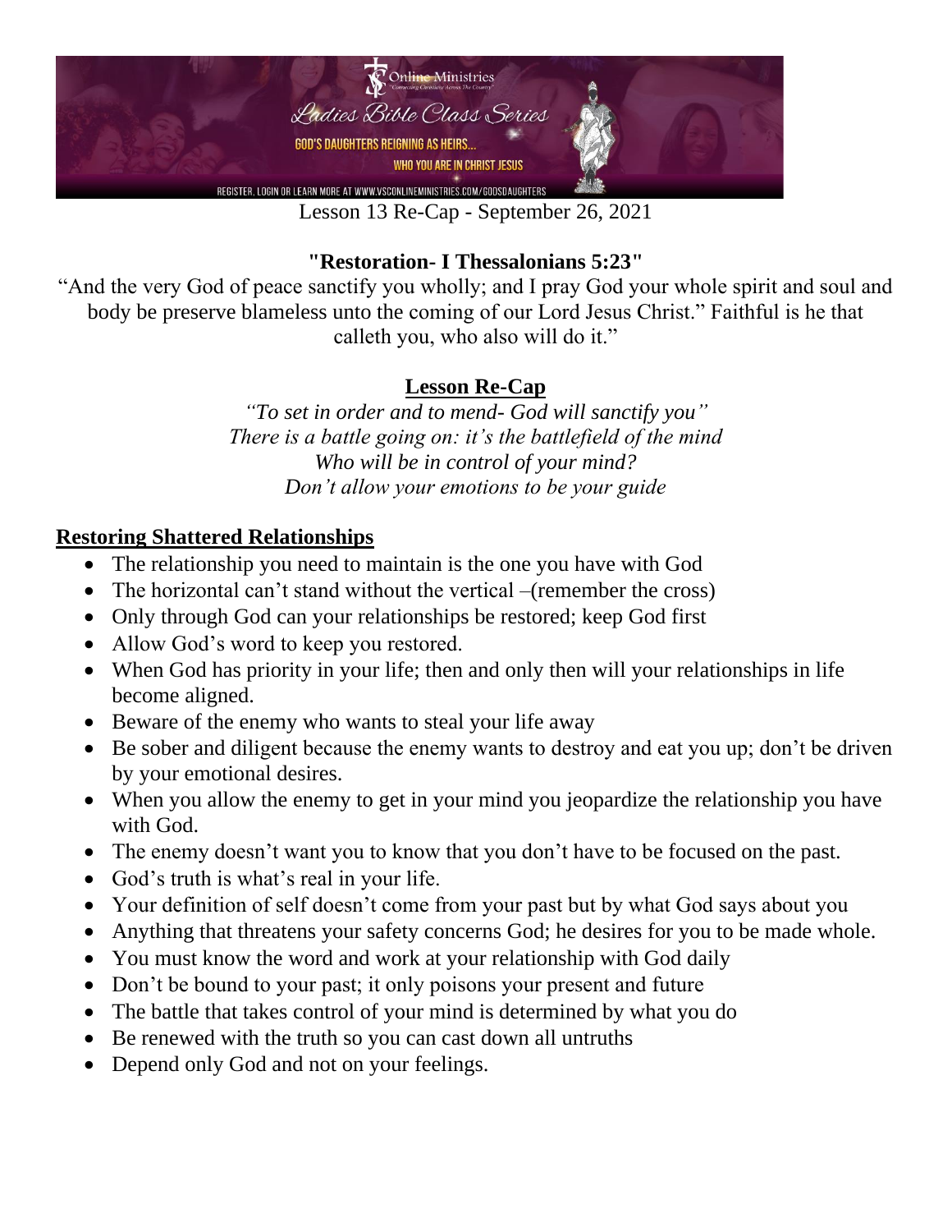Online Ministries

Ladies Bible Class Series

GOD'S DAUGHTERS REIGNING AS HEIRS...

WHO YOU ARE IN CHRIST JESUS

REGISTER, LOGIN OR LEARN MORE AT WWW.VSCONLINEMINISTRIES.COM/GODSDAUGHTERS

Lesson 13 Re-Cap - September 26, 2021

**"Restoration- I Thessalonians 5:23"**

"And the very God of peace sanctify you wholly; and I pray God your whole spirit and soul and body be preserve blameless unto the coming of our Lord Jesus Christ." Faithful is he that calleth you, who also will do it."

## Lesson Re-Cap

*"To set in order and to mend- God will sanctify you"*
*There is a battle going on: it's the battlefield of the mind*
*Who will be in control of your mind?*
*Don't allow your emotions to be your guide*

## Restoring Shattered Relationships

- The relationship you need to maintain is the one you have with God
- The horizontal can't stand without the vertical –(remember the cross)
- Only through God can your relationships be restored; keep God first
- Allow God's word to keep you restored.
- When God has priority in your life; then and only then will your relationships in life become aligned.
- Beware of the enemy who wants to steal your life away
- Be sober and diligent because the enemy wants to destroy and eat you up; don't be driven by your emotional desires.
- When you allow the enemy to get in your mind you jeopardize the relationship you have with God.
- The enemy doesn't want you to know that you don't have to be focused on the past.
- God's truth is what's real in your life.
- Your definition of self doesn't come from your past but by what God says about you
- Anything that threatens your safety concerns God; he desires for you to be made whole.
- You must know the word and work at your relationship with God daily
- Don't be bound to your past; it only poisons your present and future
- The battle that takes control of your mind is determined by what you do
- Be renewed with the truth so you can cast down all untruths
- Depend only God and not on your feelings.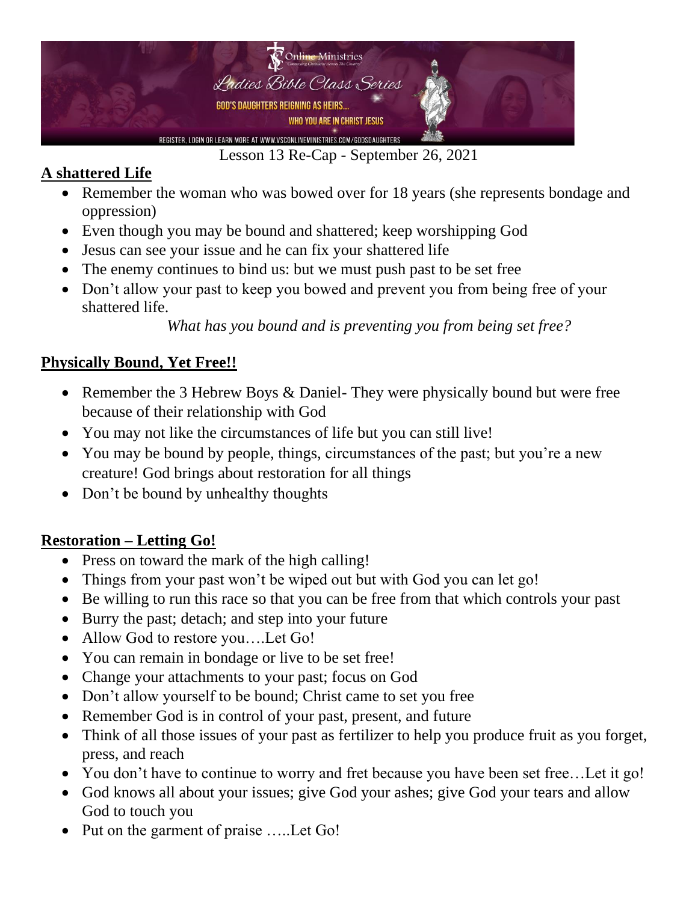Lesson 13 Re-Cap - September 26, 2021

## A shattered Life

- Remember the woman who was bowed over for 18 years (she represents bondage and oppression)
- Even though you may be bound and shattered; keep worshipping God
- Jesus can see your issue and he can fix your shattered life
- The enemy continues to bind us: but we must push past to be set free
- Don't allow your past to keep you bowed and prevent you from being free of your shattered life.

*What has you bound and is preventing you from being set free?*

## Physically Bound, Yet Free!!

- Remember the 3 Hebrew Boys & Daniel- They were physically bound but were free because of their relationship with God
- You may not like the circumstances of life but you can still live!
- You may be bound by people, things, circumstances of the past; but you're a new creature! God brings about restoration for all things
- Don't be bound by unhealthy thoughts

## Restoration – Letting Go!

- Press on toward the mark of the high calling!
- Things from your past won't be wiped out but with God you can let go!
- Be willing to run this race so that you can be free from that which controls your past
- Burry the past; detach; and step into your future
- Allow God to restore you….Let Go!
- You can remain in bondage or live to be set free!
- Change your attachments to your past; focus on God
- Don't allow yourself to be bound; Christ came to set you free
- Remember God is in control of your past, present, and future
- Think of all those issues of your past as fertilizer to help you produce fruit as you forget, press, and reach
- You don't have to continue to worry and fret because you have been set free…Let it go!
- God knows all about your issues; give God your ashes; give God your tears and allow God to touch you
- Put on the garment of praise …..Let Go!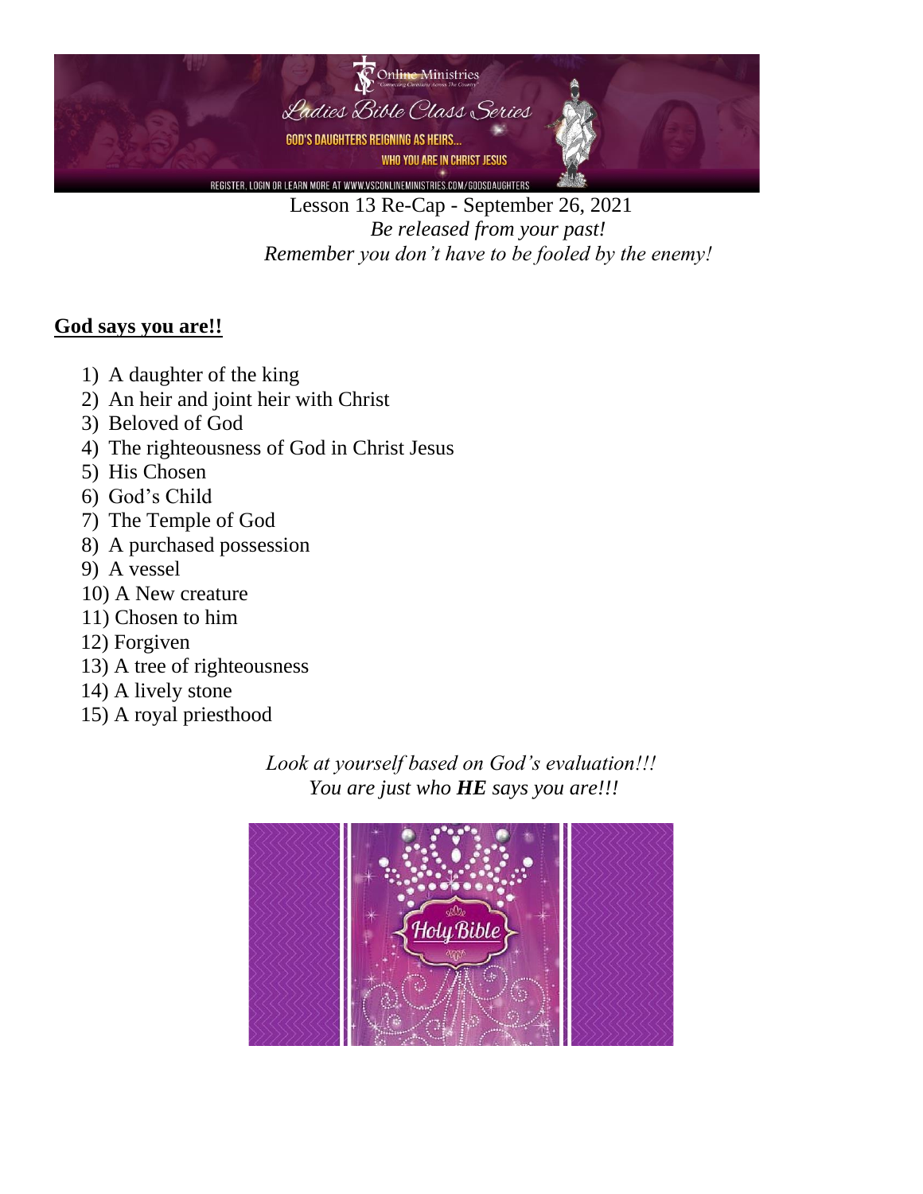Lesson 13 Re-Cap - September 26, 2021

*Be released from your past!*

*Remember you don't have to be fooled by the enemy!*

**God says you are!!**

1) A daughter of the king
2) An heir and joint heir with Christ
3) Beloved of God
4) The righteousness of God in Christ Jesus
5) His Chosen
6) God's Child
7) The Temple of God
8) A purchased possession
9) A vessel
10) A New creature
11) Chosen to him
12) Forgiven
13) A tree of righteousness
14) A lively stone
15) A royal priesthood

*Look at yourself based on God's evaluation!!!*

*You are just who **HE** says you are!!!*